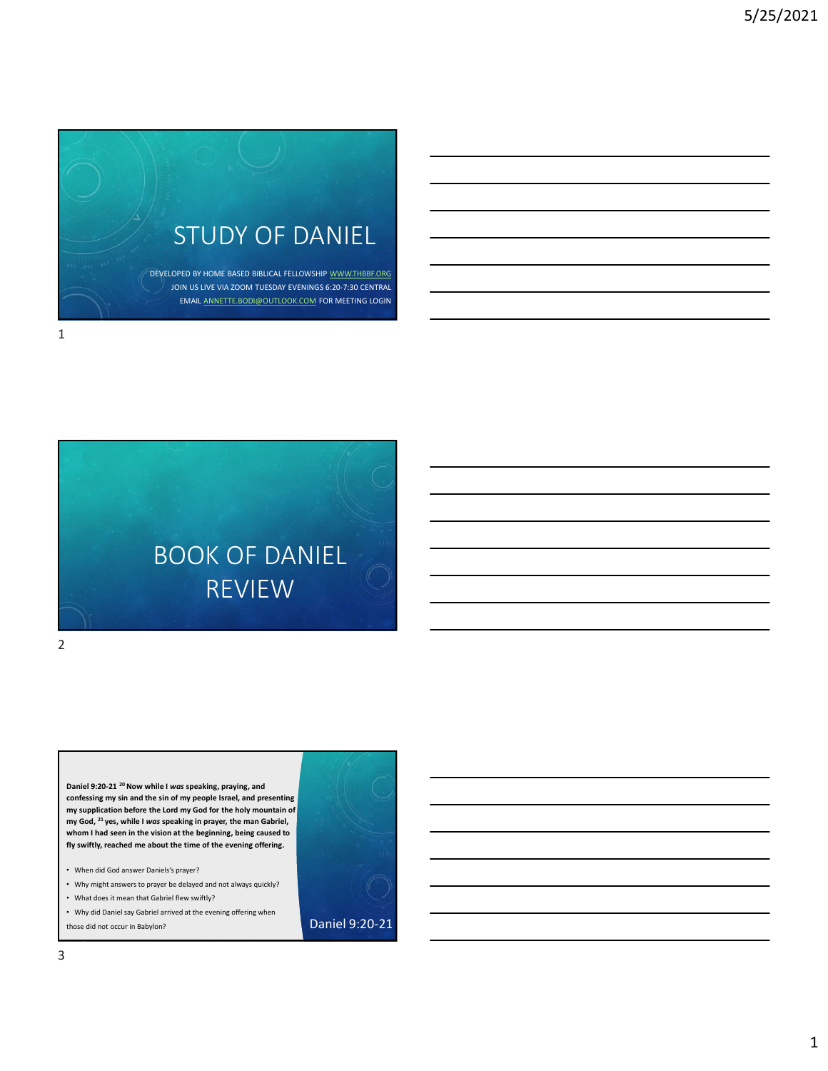# STUDY OF DANIEL

DEVELOPED BY HOME BASED BIBLICAL FELLOWSHIP WWW.THBBF.ORG
JOIN US LIVE VIA ZOOM TUESDAY EVENINGS 6:20-7:30 CENTRAL
EMAIL ANNETTE.BODI@OUTLOOK.COM FOR MEETING LOGIN

# BOOK OF DANIEL REVIEW

## Daniel 9:20-21

**Daniel 9:20-21** [20] **Now while I *was* speaking, praying, and confessing my sin and the sin of my people Israel, and presenting my supplication before the Lord my God for the holy mountain of my God,** [21] **yes, while I *was* speaking in prayer, the man Gabriel, whom I had seen in the vision at the beginning, being caused to fly swiftly, reached me about the time of the evening offering.**

- When did God answer Daniels's prayer?
- Why might answers to prayer be delayed and not always quickly?
- What does it mean that Gabriel flew swiftly?
- Why did Daniel say Gabriel arrived at the evening offering when those did not occur in Babylon?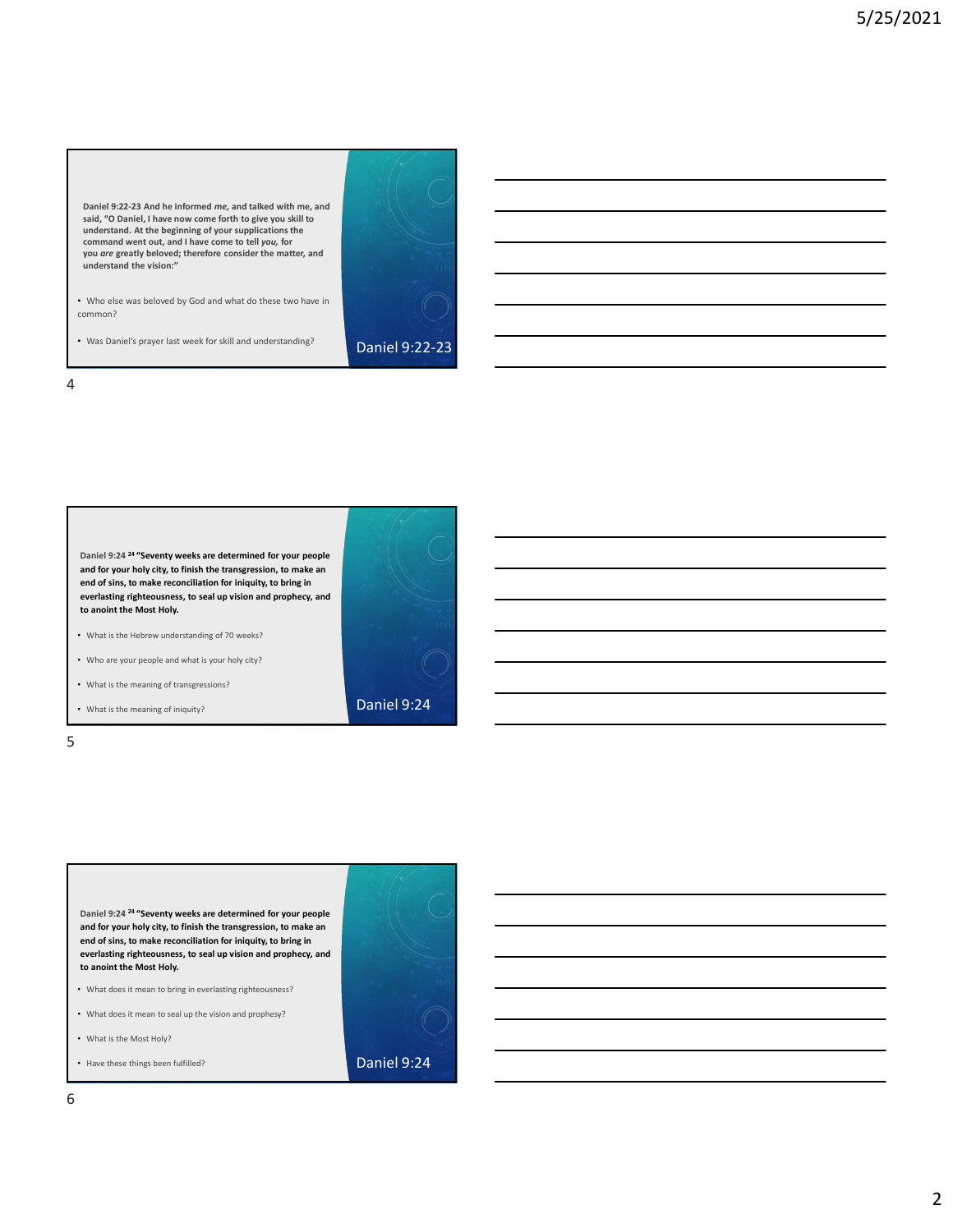**Daniel 9:22-23 And he informed *me,* and talked with me, and said, "O Daniel, I have now come forth to give you skill to understand. At the beginning of your supplications the command went out, and I have come to tell *you,* for you *are* greatly beloved; therefore consider the matter, and understand the vision:"**

- Who else was beloved by God and what do these two have in common?
- Was Daniel's prayer last week for skill and understanding?

Daniel 9:22-23

**Daniel 9:24 [24] "Seventy weeks are determined for your people and for your holy city, to finish the transgression, to make an end of sins, to make reconciliation for iniquity, to bring in everlasting righteousness, to seal up vision and prophecy, and to anoint the Most Holy.**

- What is the Hebrew understanding of 70 weeks?
- Who are your people and what is your holy city?
- What is the meaning of transgressions?
- What is the meaning of iniquity?

Daniel 9:24

**Daniel 9:24 [24] "Seventy weeks are determined for your people and for your holy city, to finish the transgression, to make an end of sins, to make reconciliation for iniquity, to bring in everlasting righteousness, to seal up vision and prophecy, and to anoint the Most Holy.**

- What does it mean to bring in everlasting righteousness?
- What does it mean to seal up the vision and prophesy?
- What is the Most Holy?
- Have these things been fulfilled?

Daniel 9:24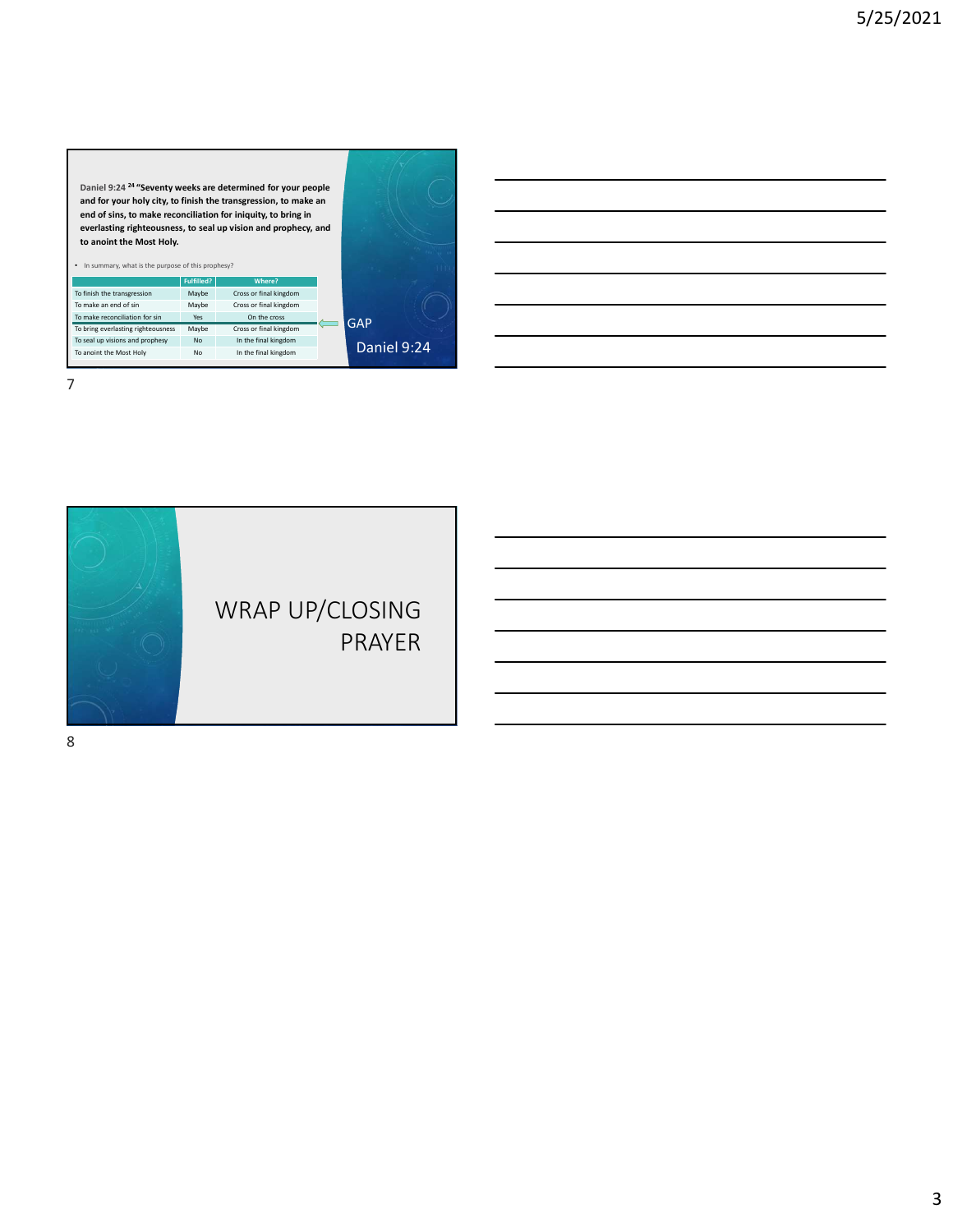Daniel 9:24 [24] **"Seventy weeks are determined for your people and for your holy city, to finish the transgression, to make an end of sins, to make reconciliation for iniquity, to bring in everlasting righteousness, to seal up vision and prophecy, and to anoint the Most Holy.**

- In summary, what is the purpose of this prophesy?

| | Fulfilled? | Where? |
|---|---|---|
| To finish the transgression | Maybe | Cross or final kingdom |
| To make an end of sin | Maybe | Cross or final kingdom |
| To make reconciliation for sin | Yes | On the cross |
| To bring everlasting righteousness | Maybe | Cross or final kingdom |
| To seal up visions and prophesy | No | In the final kingdom |
| To anoint the Most Holy | No | In the final kingdom |

GAP

Daniel 9:24

# WRAP UP/CLOSING PRAYER